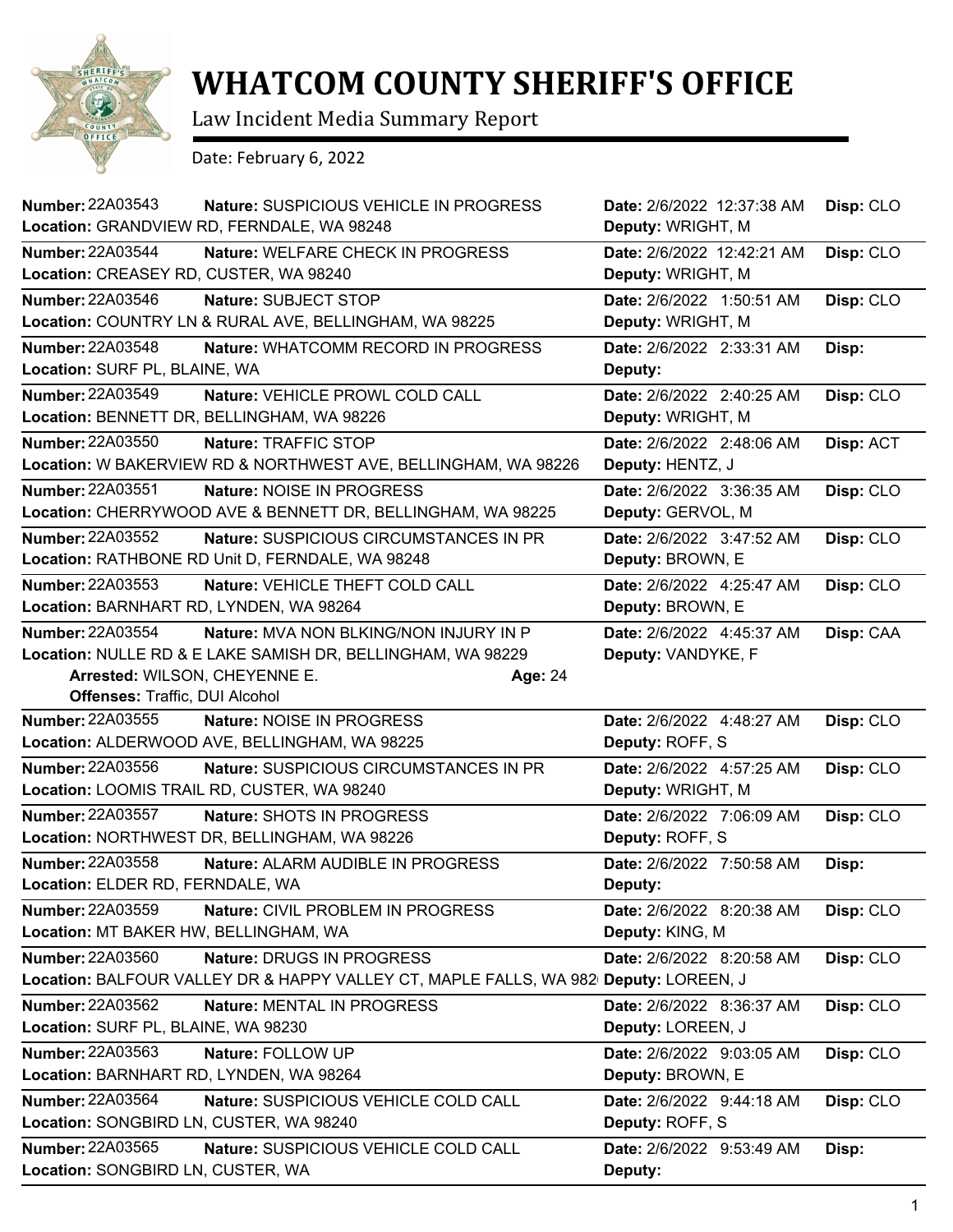# WHATCOM COUNTY SHERIFF'S OFFICE

Law Incident Media Summary Report

Date: February 6, 2022

| Number | Nature | Location | Date | Deputy | Disp |
|---|---|---|---|---|---|
| 22A03543 | SUSPICIOUS VEHICLE IN PROGRESS | GRANDVIEW RD, FERNDALE, WA 98248 | 2/6/2022 12:37:38 AM | WRIGHT, M | CLO |
| 22A03544 | WELFARE CHECK IN PROGRESS | CREASEY RD, CUSTER, WA 98240 | 2/6/2022 12:42:21 AM | WRIGHT, M | CLO |
| 22A03546 | SUBJECT STOP | COUNTRY LN & RURAL AVE, BELLINGHAM, WA 98225 | 2/6/2022 1:50:51 AM | WRIGHT, M | CLO |
| 22A03548 | WHATCOMM RECORD IN PROGRESS | SURF PL, BLAINE, WA | 2/6/2022 2:33:31 AM | | |
| 22A03549 | VEHICLE PROWL COLD CALL | BENNETT DR, BELLINGHAM, WA 98226 | 2/6/2022 2:40:25 AM | WRIGHT, M | CLO |
| 22A03550 | TRAFFIC STOP | W BAKERVIEW RD & NORTHWEST AVE, BELLINGHAM, WA 98226 | 2/6/2022 2:48:06 AM | HENTZ, J | ACT |
| 22A03551 | NOISE IN PROGRESS | CHERRYWOOD AVE & BENNETT DR, BELLINGHAM, WA 98225 | 2/6/2022 3:36:35 AM | GERVOL, M | CLO |
| 22A03552 | SUSPICIOUS CIRCUMSTANCES IN PR | RATHBONE RD Unit D, FERNDALE, WA 98248 | 2/6/2022 3:47:52 AM | BROWN, E | CLO |
| 22A03553 | VEHICLE THEFT COLD CALL | BARNHART RD, LYNDEN, WA 98264 | 2/6/2022 4:25:47 AM | BROWN, E | CLO |
| 22A03554 | MVA NON BLKING/NON INJURY IN P | NULLE RD & E LAKE SAMISH DR, BELLINGHAM, WA 98229 | 2/6/2022 4:45:37 AM | VANDYKE, F | CAA |
| | Arrested: WILSON, CHEYENNE E. Age: 24; Offenses: Traffic, DUI Alcohol | | | | |
| 22A03555 | NOISE IN PROGRESS | ALDERWOOD AVE, BELLINGHAM, WA 98225 | 2/6/2022 4:48:27 AM | ROFF, S | CLO |
| 22A03556 | SUSPICIOUS CIRCUMSTANCES IN PR | LOOMIS TRAIL RD, CUSTER, WA 98240 | 2/6/2022 4:57:25 AM | WRIGHT, M | CLO |
| 22A03557 | SHOTS IN PROGRESS | NORTHWEST DR, BELLINGHAM, WA 98226 | 2/6/2022 7:06:09 AM | ROFF, S | CLO |
| 22A03558 | ALARM AUDIBLE IN PROGRESS | ELDER RD, FERNDALE, WA | 2/6/2022 7:50:58 AM | | |
| 22A03559 | CIVIL PROBLEM IN PROGRESS | MT BAKER HW, BELLINGHAM, WA | 2/6/2022 8:20:38 AM | KING, M | CLO |
| 22A03560 | DRUGS IN PROGRESS | BALFOUR VALLEY DR & HAPPY VALLEY CT, MAPLE FALLS, WA 982 | 2/6/2022 8:20:58 AM | LOREEN, J | CLO |
| 22A03562 | MENTAL IN PROGRESS | SURF PL, BLAINE, WA 98230 | 2/6/2022 8:36:37 AM | LOREEN, J | CLO |
| 22A03563 | FOLLOW UP | BARNHART RD, LYNDEN, WA 98264 | 2/6/2022 9:03:05 AM | BROWN, E | CLO |
| 22A03564 | SUSPICIOUS VEHICLE COLD CALL | SONGBIRD LN, CUSTER, WA 98240 | 2/6/2022 9:44:18 AM | ROFF, S | CLO |
| 22A03565 | SUSPICIOUS VEHICLE COLD CALL | SONGBIRD LN, CUSTER, WA | 2/6/2022 9:53:49 AM | | |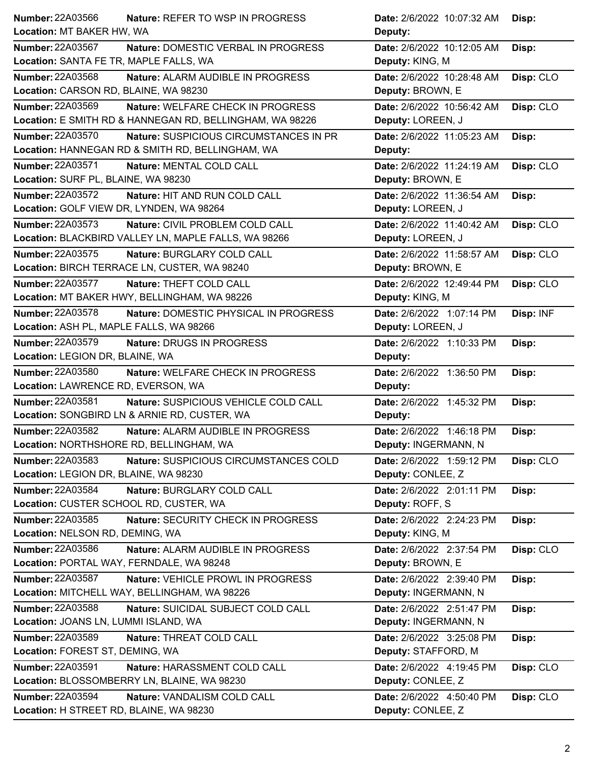| Number | Nature | Location | Date | Deputy | Disp |
|---|---|---|---|---|---|
| 22A03566 | REFER TO WSP IN PROGRESS | MT BAKER HW, WA | 2/6/2022 10:07:32 AM | | |
| 22A03567 | DOMESTIC VERBAL IN PROGRESS | SANTA FE TR, MAPLE FALLS, WA | 2/6/2022 10:12:05 AM | KING, M | |
| 22A03568 | ALARM AUDIBLE IN PROGRESS | CARSON RD, BLAINE, WA 98230 | 2/6/2022 10:28:48 AM | BROWN, E | CLO |
| 22A03569 | WELFARE CHECK IN PROGRESS | E SMITH RD & HANNEGAN RD, BELLINGHAM, WA 98226 | 2/6/2022 10:56:42 AM | LOREEN, J | CLO |
| 22A03570 | SUSPICIOUS CIRCUMSTANCES IN PR | HANNEGAN RD & SMITH RD, BELLINGHAM, WA | 2/6/2022 11:05:23 AM | | |
| 22A03571 | MENTAL COLD CALL | SURF PL, BLAINE, WA 98230 | 2/6/2022 11:24:19 AM | BROWN, E | CLO |
| 22A03572 | HIT AND RUN COLD CALL | GOLF VIEW DR, LYNDEN, WA 98264 | 2/6/2022 11:36:54 AM | LOREEN, J | |
| 22A03573 | CIVIL PROBLEM COLD CALL | BLACKBIRD VALLEY LN, MAPLE FALLS, WA 98266 | 2/6/2022 11:40:42 AM | LOREEN, J | CLO |
| 22A03575 | BURGLARY COLD CALL | BIRCH TERRACE LN, CUSTER, WA 98240 | 2/6/2022 11:58:57 AM | BROWN, E | CLO |
| 22A03577 | THEFT COLD CALL | MT BAKER HWY, BELLINGHAM, WA 98226 | 2/6/2022 12:49:44 PM | KING, M | CLO |
| 22A03578 | DOMESTIC PHYSICAL IN PROGRESS | ASH PL, MAPLE FALLS, WA 98266 | 2/6/2022 1:07:14 PM | LOREEN, J | INF |
| 22A03579 | DRUGS IN PROGRESS | LEGION DR, BLAINE, WA | 2/6/2022 1:10:33 PM | | |
| 22A03580 | WELFARE CHECK IN PROGRESS | LAWRENCE RD, EVERSON, WA | 2/6/2022 1:36:50 PM | | |
| 22A03581 | SUSPICIOUS VEHICLE COLD CALL | SONGBIRD LN & ARNIE RD, CUSTER, WA | 2/6/2022 1:45:32 PM | | |
| 22A03582 | ALARM AUDIBLE IN PROGRESS | NORTHSHORE RD, BELLINGHAM, WA | 2/6/2022 1:46:18 PM | INGERMANN, N | |
| 22A03583 | SUSPICIOUS CIRCUMSTANCES COLD | LEGION DR, BLAINE, WA 98230 | 2/6/2022 1:59:12 PM | CONLEE, Z | CLO |
| 22A03584 | BURGLARY COLD CALL | CUSTER SCHOOL RD, CUSTER, WA | 2/6/2022 2:01:11 PM | ROFF, S | |
| 22A03585 | SECURITY CHECK IN PROGRESS | NELSON RD, DEMING, WA | 2/6/2022 2:24:23 PM | KING, M | |
| 22A03586 | ALARM AUDIBLE IN PROGRESS | PORTAL WAY, FERNDALE, WA 98248 | 2/6/2022 2:37:54 PM | BROWN, E | CLO |
| 22A03587 | VEHICLE PROWL IN PROGRESS | MITCHELL WAY, BELLINGHAM, WA 98226 | 2/6/2022 2:39:40 PM | INGERMANN, N | |
| 22A03588 | SUICIDAL SUBJECT COLD CALL | JOANS LN, LUMMI ISLAND, WA | 2/6/2022 2:51:47 PM | INGERMANN, N | |
| 22A03589 | THREAT COLD CALL | FOREST ST, DEMING, WA | 2/6/2022 3:25:08 PM | STAFFORD, M | |
| 22A03591 | HARASSMENT COLD CALL | BLOSSOMBERRY LN, BLAINE, WA 98230 | 2/6/2022 4:19:45 PM | CONLEE, Z | CLO |
| 22A03594 | VANDALISM COLD CALL | H STREET RD, BLAINE, WA 98230 | 2/6/2022 4:50:40 PM | CONLEE, Z | CLO |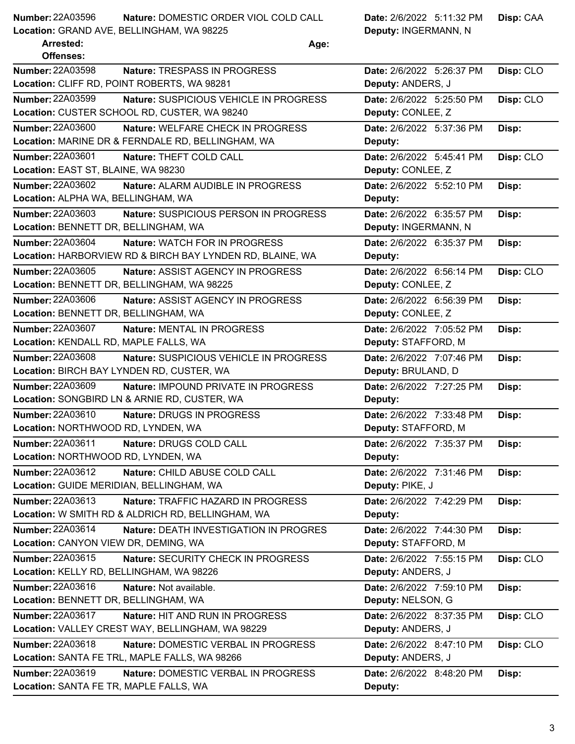**Number:** 22A03596 **Nature:** DOMESTIC ORDER VIOL COLD CALL **Date:** 2/6/2022 5:11:32 PM **Disp:** CAA
**Location:** GRAND AVE, BELLINGHAM, WA 98225 **Deputy:** INGERMANN, N
**Arrested:** **Age:**
**Offenses:**

---

**Number:** 22A03598 **Nature:** TRESPASS IN PROGRESS **Date:** 2/6/2022 5:26:37 PM **Disp:** CLO
**Location:** CLIFF RD, POINT ROBERTS, WA 98281 **Deputy:** ANDERS, J

---

**Number:** 22A03599 **Nature:** SUSPICIOUS VEHICLE IN PROGRESS **Date:** 2/6/2022 5:25:50 PM **Disp:** CLO
**Location:** CUSTER SCHOOL RD, CUSTER, WA 98240 **Deputy:** CONLEE, Z

---

**Number:** 22A03600 **Nature:** WELFARE CHECK IN PROGRESS **Date:** 2/6/2022 5:37:36 PM **Disp:**
**Location:** MARINE DR & FERNDALE RD, BELLINGHAM, WA **Deputy:**

---

**Number:** 22A03601 **Nature:** THEFT COLD CALL **Date:** 2/6/2022 5:45:41 PM **Disp:** CLO
**Location:** EAST ST, BLAINE, WA 98230 **Deputy:** CONLEE, Z

---

**Number:** 22A03602 **Nature:** ALARM AUDIBLE IN PROGRESS **Date:** 2/6/2022 5:52:10 PM **Disp:**
**Location:** ALPHA WA, BELLINGHAM, WA **Deputy:**

---

**Number:** 22A03603 **Nature:** SUSPICIOUS PERSON IN PROGRESS **Date:** 2/6/2022 6:35:57 PM **Disp:**
**Location:** BENNETT DR, BELLINGHAM, WA **Deputy:** INGERMANN, N

---

**Number:** 22A03604 **Nature:** WATCH FOR IN PROGRESS **Date:** 2/6/2022 6:35:37 PM **Disp:**
**Location:** HARBORVIEW RD & BIRCH BAY LYNDEN RD, BLAINE, WA **Deputy:**

---

**Number:** 22A03605 **Nature:** ASSIST AGENCY IN PROGRESS **Date:** 2/6/2022 6:56:14 PM **Disp:** CLO
**Location:** BENNETT DR, BELLINGHAM, WA 98225 **Deputy:** CONLEE, Z

---

**Number:** 22A03606 **Nature:** ASSIST AGENCY IN PROGRESS **Date:** 2/6/2022 6:56:39 PM **Disp:**
**Location:** BENNETT DR, BELLINGHAM, WA **Deputy:** CONLEE, Z

---

**Number:** 22A03607 **Nature:** MENTAL IN PROGRESS **Date:** 2/6/2022 7:05:52 PM **Disp:**
**Location:** KENDALL RD, MAPLE FALLS, WA **Deputy:** STAFFORD, M

---

**Number:** 22A03608 **Nature:** SUSPICIOUS VEHICLE IN PROGRESS **Date:** 2/6/2022 7:07:46 PM **Disp:**
**Location:** BIRCH BAY LYNDEN RD, CUSTER, WA **Deputy:** BRULAND, D

---

**Number:** 22A03609 **Nature:** IMPOUND PRIVATE IN PROGRESS **Date:** 2/6/2022 7:27:25 PM **Disp:**
**Location:** SONGBIRD LN & ARNIE RD, CUSTER, WA **Deputy:**

---

**Number:** 22A03610 **Nature:** DRUGS IN PROGRESS **Date:** 2/6/2022 7:33:48 PM **Disp:**
**Location:** NORTHWOOD RD, LYNDEN, WA **Deputy:** STAFFORD, M

---

**Number:** 22A03611 **Nature:** DRUGS COLD CALL **Date:** 2/6/2022 7:35:37 PM **Disp:**
**Location:** NORTHWOOD RD, LYNDEN, WA **Deputy:**

---

**Number:** 22A03612 **Nature:** CHILD ABUSE COLD CALL **Date:** 2/6/2022 7:31:46 PM **Disp:**
**Location:** GUIDE MERIDIAN, BELLINGHAM, WA **Deputy:** PIKE, J

---

**Number:** 22A03613 **Nature:** TRAFFIC HAZARD IN PROGRESS **Date:** 2/6/2022 7:42:29 PM **Disp:**
**Location:** W SMITH RD & ALDRICH RD, BELLINGHAM, WA **Deputy:**

---

**Number:** 22A03614 **Nature:** DEATH INVESTIGATION IN PROGRES **Date:** 2/6/2022 7:44:30 PM **Disp:**
**Location:** CANYON VIEW DR, DEMING, WA **Deputy:** STAFFORD, M

---

**Number:** 22A03615 **Nature:** SECURITY CHECK IN PROGRESS **Date:** 2/6/2022 7:55:15 PM **Disp:** CLO
**Location:** KELLY RD, BELLINGHAM, WA 98226 **Deputy:** ANDERS, J

---

**Number:** 22A03616 **Nature:** Not available. **Date:** 2/6/2022 7:59:10 PM **Disp:**
**Location:** BENNETT DR, BELLINGHAM, WA **Deputy:** NELSON, G

---

**Number:** 22A03617 **Nature:** HIT AND RUN IN PROGRESS **Date:** 2/6/2022 8:37:35 PM **Disp:** CLO
**Location:** VALLEY CREST WAY, BELLINGHAM, WA 98229 **Deputy:** ANDERS, J

---

**Number:** 22A03618 **Nature:** DOMESTIC VERBAL IN PROGRESS **Date:** 2/6/2022 8:47:10 PM **Disp:** CLO
**Location:** SANTA FE TRL, MAPLE FALLS, WA 98266 **Deputy:** ANDERS, J

---

**Number:** 22A03619 **Nature:** DOMESTIC VERBAL IN PROGRESS **Date:** 2/6/2022 8:48:20 PM **Disp:**
**Location:** SANTA FE TR, MAPLE FALLS, WA **Deputy:**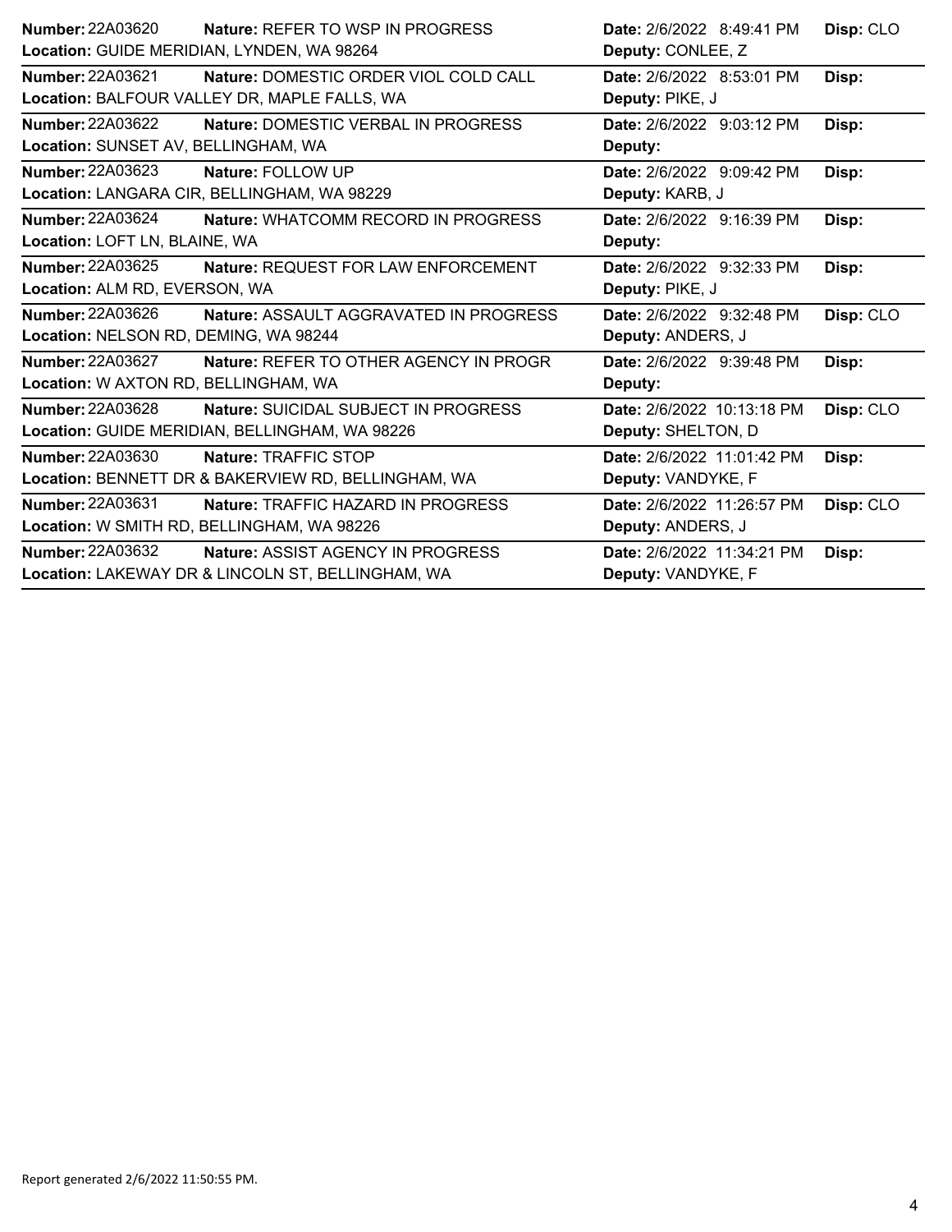**Number:** 22A03620 **Nature:** REFER TO WSP IN PROGRESS **Date:** 2/6/2022 8:49:41 PM **Disp:** CLO
**Location:** GUIDE MERIDIAN, LYNDEN, WA 98264 **Deputy:** CONLEE, Z

---

**Number:** 22A03621 **Nature:** DOMESTIC ORDER VIOL COLD CALL **Date:** 2/6/2022 8:53:01 PM **Disp:**
**Location:** BALFOUR VALLEY DR, MAPLE FALLS, WA **Deputy:** PIKE, J

---

**Number:** 22A03622 **Nature:** DOMESTIC VERBAL IN PROGRESS **Date:** 2/6/2022 9:03:12 PM **Disp:**
**Location:** SUNSET AV, BELLINGHAM, WA **Deputy:**

---

**Number:** 22A03623 **Nature:** FOLLOW UP **Date:** 2/6/2022 9:09:42 PM **Disp:**
**Location:** LANGARA CIR, BELLINGHAM, WA 98229 **Deputy:** KARB, J

---

**Number:** 22A03624 **Nature:** WHATCOMM RECORD IN PROGRESS **Date:** 2/6/2022 9:16:39 PM **Disp:**
**Location:** LOFT LN, BLAINE, WA **Deputy:**

---

**Number:** 22A03625 **Nature:** REQUEST FOR LAW ENFORCEMENT **Date:** 2/6/2022 9:32:33 PM **Disp:**
**Location:** ALM RD, EVERSON, WA **Deputy:** PIKE, J

---

**Number:** 22A03626 **Nature:** ASSAULT AGGRAVATED IN PROGRESS **Date:** 2/6/2022 9:32:48 PM **Disp:** CLO
**Location:** NELSON RD, DEMING, WA 98244 **Deputy:** ANDERS, J

---

**Number:** 22A03627 **Nature:** REFER TO OTHER AGENCY IN PROGR **Date:** 2/6/2022 9:39:48 PM **Disp:**
**Location:** W AXTON RD, BELLINGHAM, WA **Deputy:**

---

**Number:** 22A03628 **Nature:** SUICIDAL SUBJECT IN PROGRESS **Date:** 2/6/2022 10:13:18 PM **Disp:** CLO
**Location:** GUIDE MERIDIAN, BELLINGHAM, WA 98226 **Deputy:** SHELTON, D

---

**Number:** 22A03630 **Nature:** TRAFFIC STOP **Date:** 2/6/2022 11:01:42 PM **Disp:**
**Location:** BENNETT DR & BAKERVIEW RD, BELLINGHAM, WA **Deputy:** VANDYKE, F

---

**Number:** 22A03631 **Nature:** TRAFFIC HAZARD IN PROGRESS **Date:** 2/6/2022 11:26:57 PM **Disp:** CLO
**Location:** W SMITH RD, BELLINGHAM, WA 98226 **Deputy:** ANDERS, J

---

**Number:** 22A03632 **Nature:** ASSIST AGENCY IN PROGRESS **Date:** 2/6/2022 11:34:21 PM **Disp:**
**Location:** LAKEWAY DR & LINCOLN ST, BELLINGHAM, WA **Deputy:** VANDYKE, F

---

Report generated 2/6/2022 11:50:55 PM.